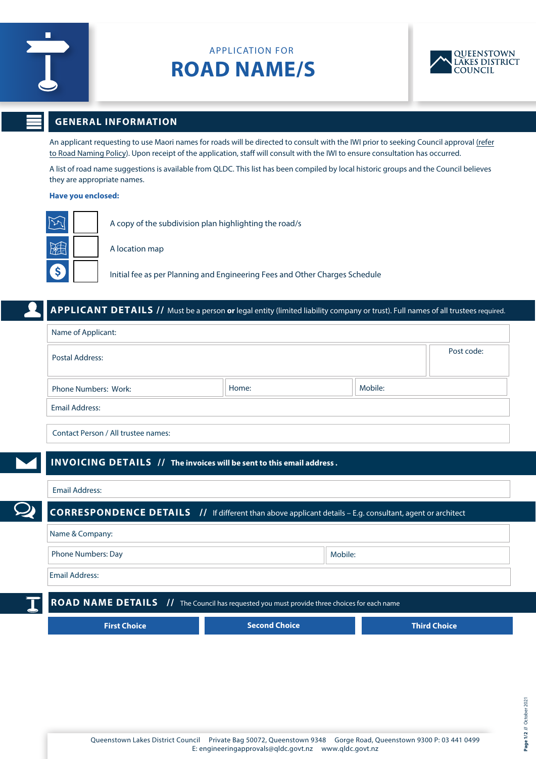APPLICATION FOR

# ROAD NAME/S

QUEENSTOWN LAKES DISTRICT COUNCIL

## GENERAL INFORMATION

An applicant requesting to use Maori names for roads will be directed to consult with the IWI prior to seeking Council approval (refer to Road Naming Policy). Upon receipt of the application, staff will consult with the IWI to ensure consultation has occurred.

A list of road name suggestions is available from QLDC. This list has been compiled by local historic groups and the Council believes they are appropriate names.

**Have you enclosed:**

- [ ] A copy of the subdivision plan highlighting the road/s
- [ ] A location map
- [ ] Initial fee as per Planning and Engineering Fees and Other Charges Schedule

## APPLICANT DETAILS // Must be a person **or** legal entity (limited liability company or trust). Full names of all trustees required.

Name of Applicant:

Postal Address: | Post code:

Phone Numbers: Work: | Home: | Mobile:

Email Address:

Contact Person / All trustee names:

## INVOICING DETAILS // **The invoices will be sent to this email address .**

Email Address:

## CORRESPONDENCE DETAILS // If different than above applicant details – E.g. consultant, agent or architect

Name & Company:

Phone Numbers: Day | Mobile:

Email Address:

## ROAD NAME DETAILS // The Council has requested you must provide three choices for each name

| First Choice | Second Choice | Third Choice |
|---|---|---|
| | | |

Queenstown Lakes District Council Private Bag 50072, Queenstown 9348 Gorge Road, Queenstown 9300 P: 03 441 0499
E: engineeringapprovals@qldc.govt.nz www.qldc.govt.nz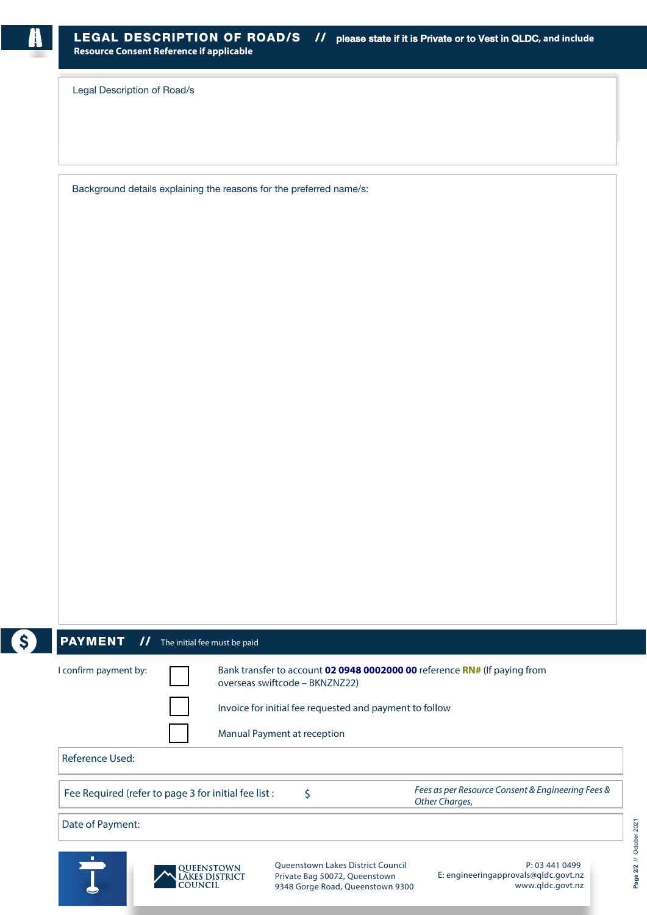## LEGAL DESCRIPTION OF ROAD/S // please state if it is Private or to Vest in QLDC, and include Resource Consent Reference if applicable

Legal Description of Road/s

Background details explaining the reasons for the preferred name/s:

## PAYMENT // The initial fee must be paid

I confirm payment by:

- ☐ Bank transfer to account **02 0948 0002000 00** reference **RN#** (If paying from overseas swiftcode – BKNZNZ22)
- ☐ Invoice for initial fee requested and payment to follow
- ☐ Manual Payment at reception

Reference Used:

Fee Required (refer to page 3 for initial fee list : $ *Fees as per Resource Consent & Engineering Fees & Other Charges,*

Date of Payment:

QUEENSTOWN LAKES DISTRICT COUNCIL

Queenstown Lakes District Council
Private Bag 50072, Queenstown
9348 Gorge Road, Queenstown 9300

P: 03 441 0499
E: engineeringapprovals@qldc.govt.nz
www.qldc.govt.nz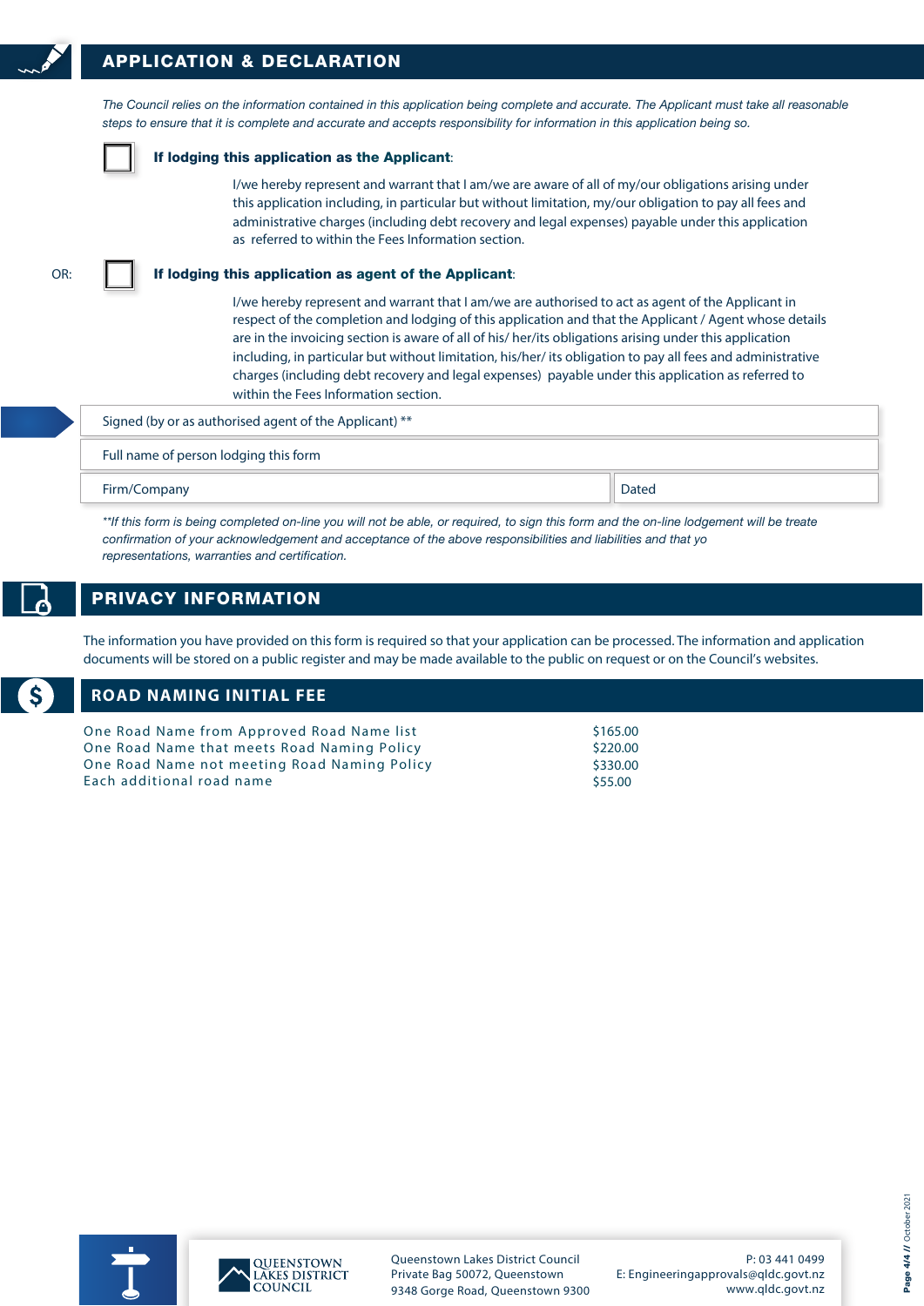## APPLICATION & DECLARATION

*The Council relies on the information contained in this application being complete and accurate. The Applicant must take all reasonable steps to ensure that it is complete and accurate and accepts responsibility for information in this application being so.*

☐ **If lodging this application as the Applicant**:

I/we hereby represent and warrant that I am/we are aware of all of my/our obligations arising under this application including, in particular but without limitation, my/our obligation to pay all fees and administrative charges (including debt recovery and legal expenses) payable under this application as referred to within the Fees Information section.

OR: ☐ **If lodging this application as agent of the Applicant**:

I/we hereby represent and warrant that I am/we are authorised to act as agent of the Applicant in respect of the completion and lodging of this application and that the Applicant / Agent whose details are in the invoicing section is aware of all of his/ her/its obligations arising under this application including, in particular but without limitation, his/her/ its obligation to pay all fees and administrative charges (including debt recovery and legal expenses) payable under this application as referred to within the Fees Information section.

| | |
|---|---|
| Signed (by or as authorised agent of the Applicant) ** | |
| Full name of person lodging this form | |
| Firm/Company | Dated |

*\*\*If this form is being completed on-line you will not be able, or required, to sign this form and the on-line lodgement will be treate confirmation of your acknowledgement and acceptance of the above responsibilities and liabilities and that yo representations, warranties and certification.*

## PRIVACY INFORMATION

The information you have provided on this form is required so that your application can be processed. The information and application documents will be stored on a public register and may be made available to the public on request or on the Council's websites.

## ROAD NAMING INITIAL FEE

| | |
|---|---|
| One Road Name from Approved Road Name list | $165.00 |
| One Road Name that meets Road Naming Policy | $220.00 |
| One Road Name not meeting Road Naming Policy | $330.00 |
| Each additional road name | $55.00 |

QUEENSTOWN LAKES DISTRICT COUNCIL

Queenstown Lakes District Council
Private Bag 50072, Queenstown
9348 Gorge Road, Queenstown 9300

P: 03 441 0499
E: Engineeringapprovals@qldc.govt.nz
www.qldc.govt.nz